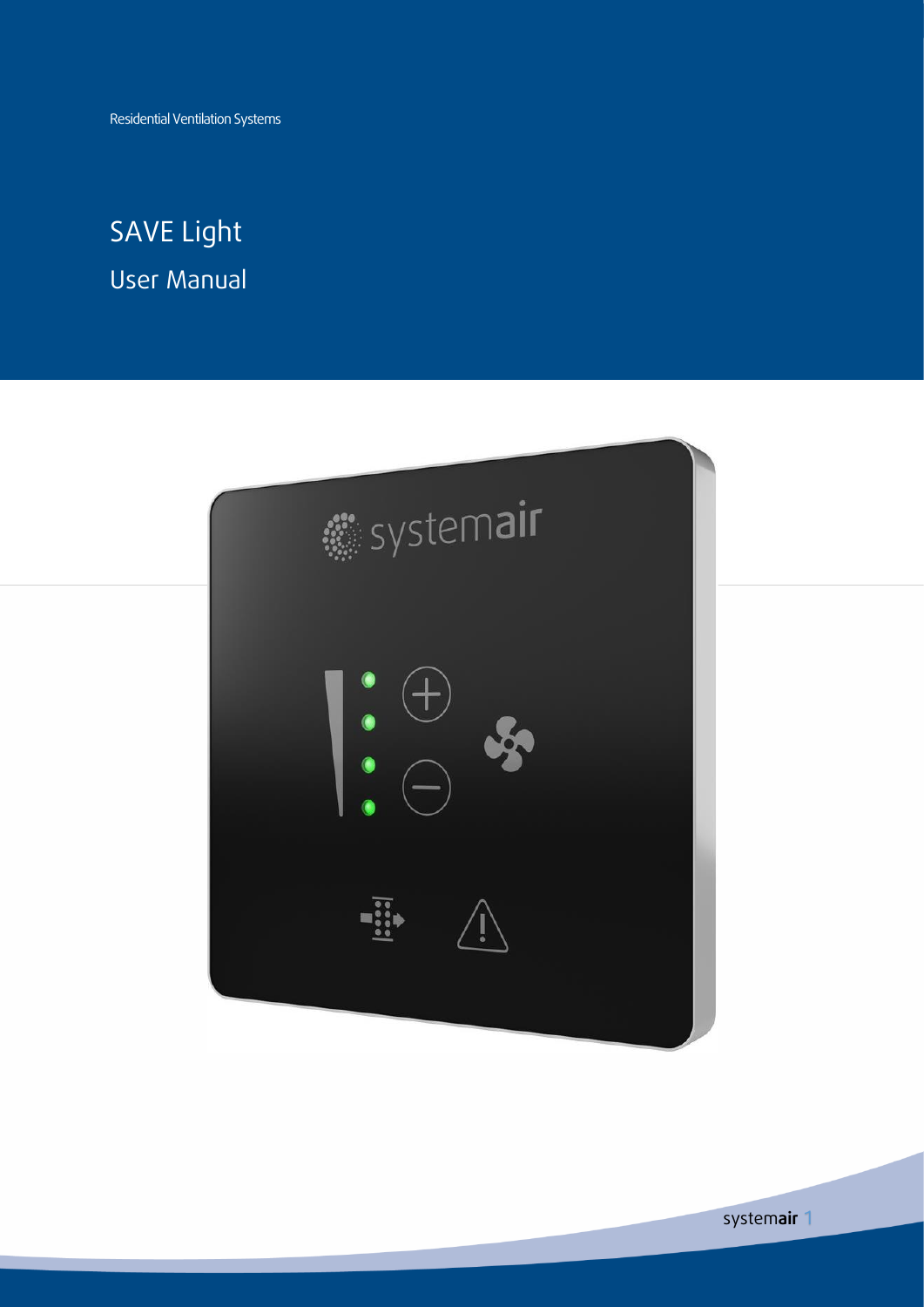Residential Ventilation Systems

# SAVE Light

## User Manual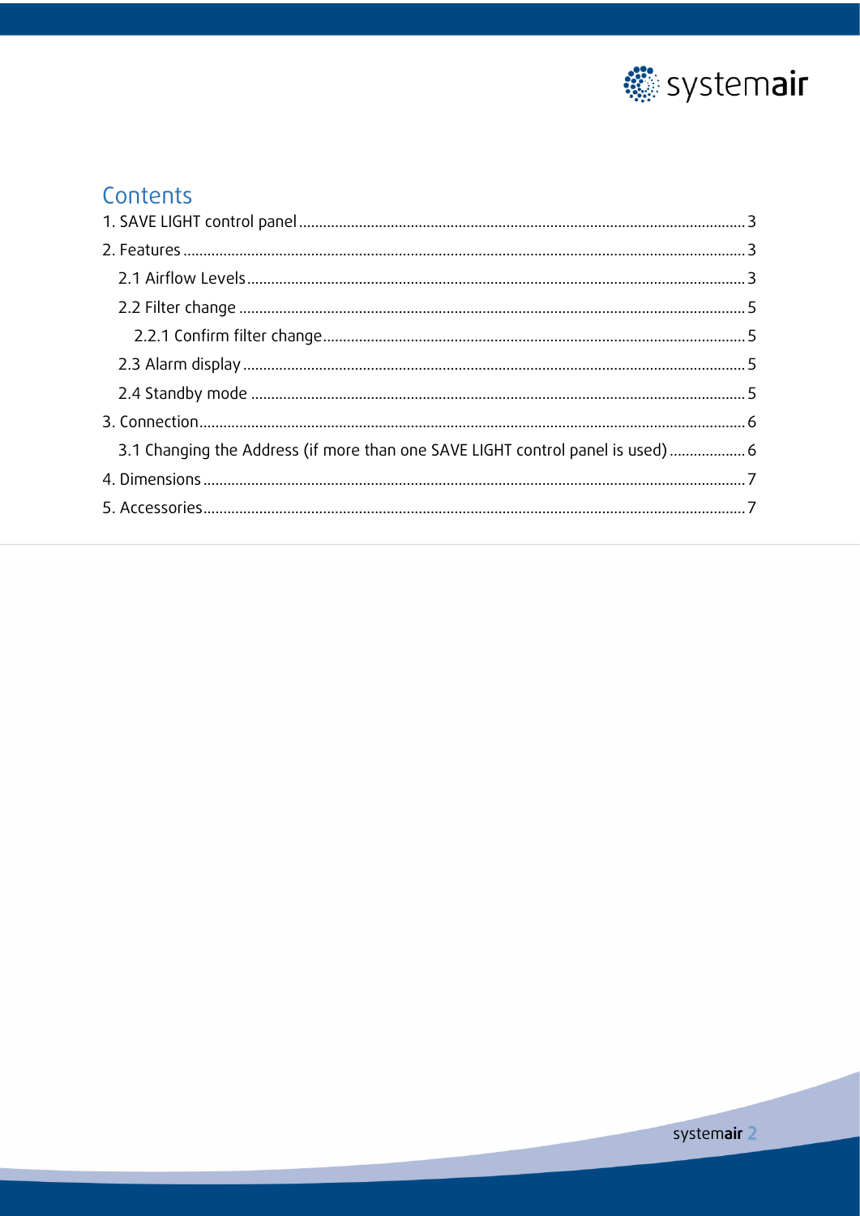# Contents

1. SAVE LIGHT control panel ..... 3
2. Features ..... 3
   - 2.1 Airflow Levels ..... 3
   - 2.2 Filter change ..... 5
     - 2.2.1 Confirm filter change ..... 5
   - 2.3 Alarm display ..... 5
   - 2.4 Standby mode ..... 5
3. Connection ..... 6
   - 3.1 Changing the Address (if more than one SAVE LIGHT control panel is used) ..... 6
4. Dimensions ..... 7
5. Accessories ..... 7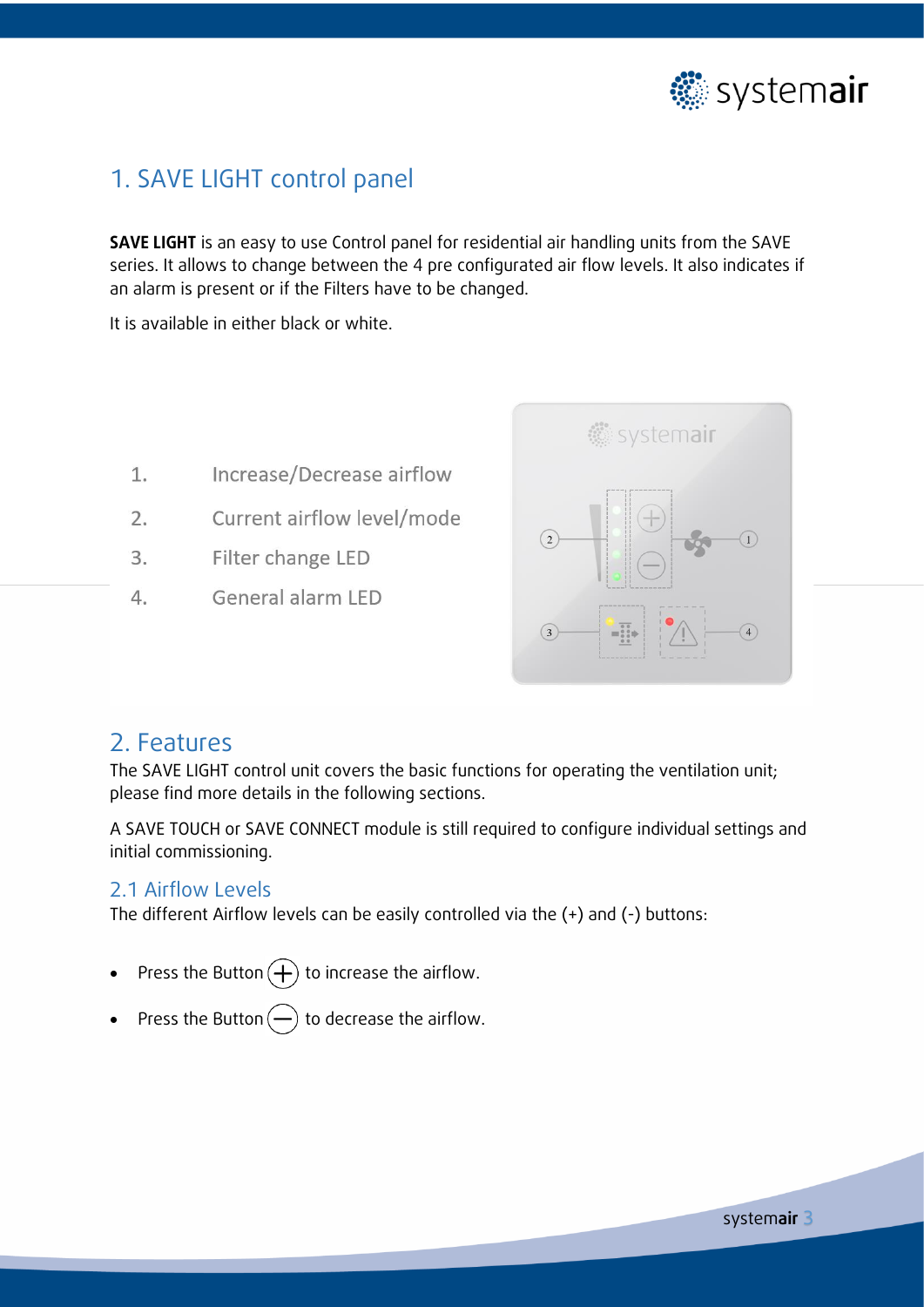# 1. SAVE LIGHT control panel

**SAVE LIGHT** is an easy to use Control panel for residential air handling units from the SAVE series. It allows to change between the 4 pre configurated air flow levels. It also indicates if an alarm is present or if the Filters have to be changed.

It is available in either black or white.

1. Increase/Decrease airflow
2. Current airflow level/mode
3. Filter change LED
4. General alarm LED

# 2. Features

The SAVE LIGHT control unit covers the basic functions for operating the ventilation unit; please find more details in the following sections.

A SAVE TOUCH or SAVE CONNECT module is still required to configure individual settings and initial commissioning.

## 2.1 Airflow Levels

The different Airflow levels can be easily controlled via the (+) and (-) buttons:

- Press the Button (+) to increase the airflow.
- Press the Button (−) to decrease the airflow.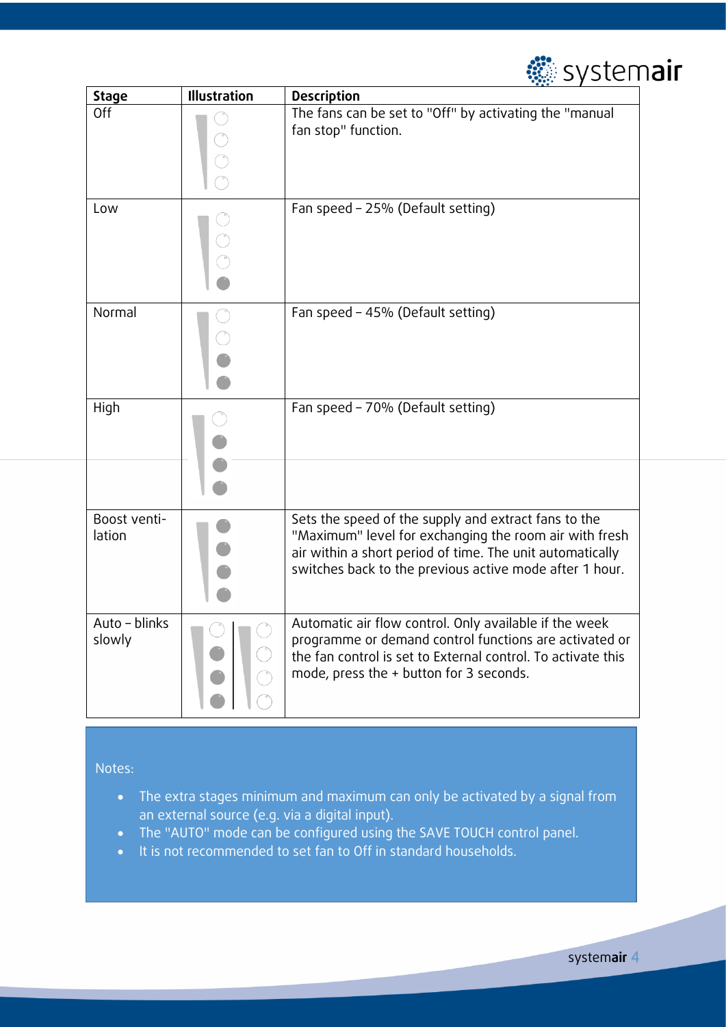| Stage | Illustration | Description |
|---|---|---|
| Off | | The fans can be set to "Off" by activating the "manual fan stop" function. |
| Low | | Fan speed – 25% (Default setting) |
| Normal | | Fan speed – 45% (Default setting) |
| High | | Fan speed – 70% (Default setting) |
| Boost ventilation | | Sets the speed of the supply and extract fans to the "Maximum" level for exchanging the room air with fresh air within a short period of time. The unit automatically switches back to the previous active mode after 1 hour. |
| Auto – blinks slowly | | Automatic air flow control. Only available if the week programme or demand control functions are activated or the fan control is set to External control. To activate this mode, press the + button for 3 seconds. |

Notes:

- The extra stages minimum and maximum can only be activated by a signal from an external source (e.g. via a digital input).
- The "AUTO" mode can be configured using the SAVE TOUCH control panel.
- It is not recommended to set fan to Off in standard households.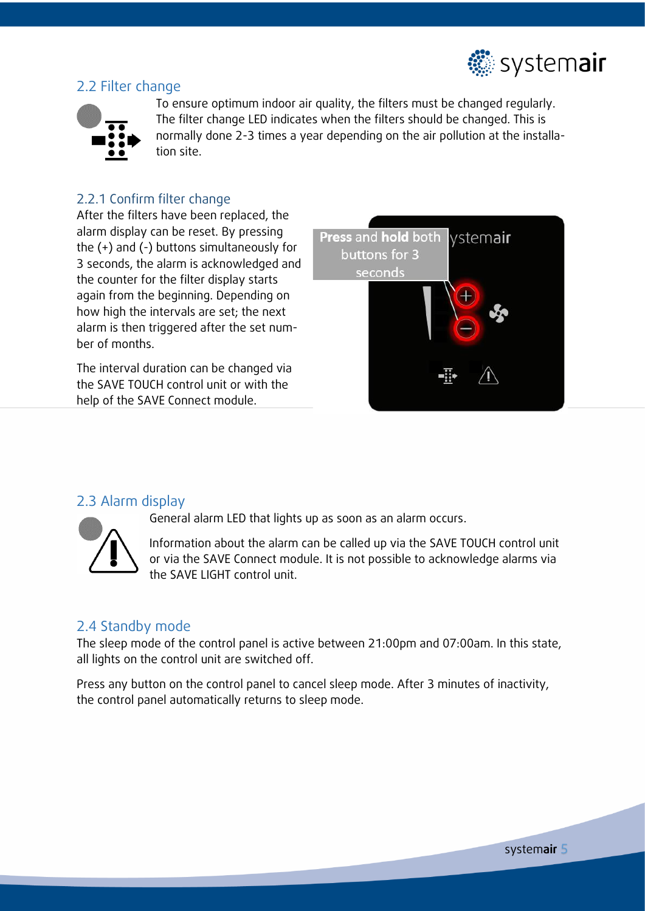## 2.2 Filter change

To ensure optimum indoor air quality, the filters must be changed regularly. The filter change LED indicates when the filters should be changed. This is normally done 2-3 times a year depending on the air pollution at the installation site.

### 2.2.1 Confirm filter change

After the filters have been replaced, the alarm display can be reset. By pressing the (+) and (-) buttons simultaneously for 3 seconds, the alarm is acknowledged and the counter for the filter display starts again from the beginning. Depending on how high the intervals are set; the next alarm is then triggered after the set number of months.

The interval duration can be changed via the SAVE TOUCH control unit or with the help of the SAVE Connect module.

**Press** and **hold** both buttons for 3 seconds

## 2.3 Alarm display

General alarm LED that lights up as soon as an alarm occurs.

Information about the alarm can be called up via the SAVE TOUCH control unit or via the SAVE Connect module. It is not possible to acknowledge alarms via the SAVE LIGHT control unit.

## 2.4 Standby mode

The sleep mode of the control panel is active between 21:00pm and 07:00am. In this state, all lights on the control unit are switched off.

Press any button on the control panel to cancel sleep mode. After 3 minutes of inactivity, the control panel automatically returns to sleep mode.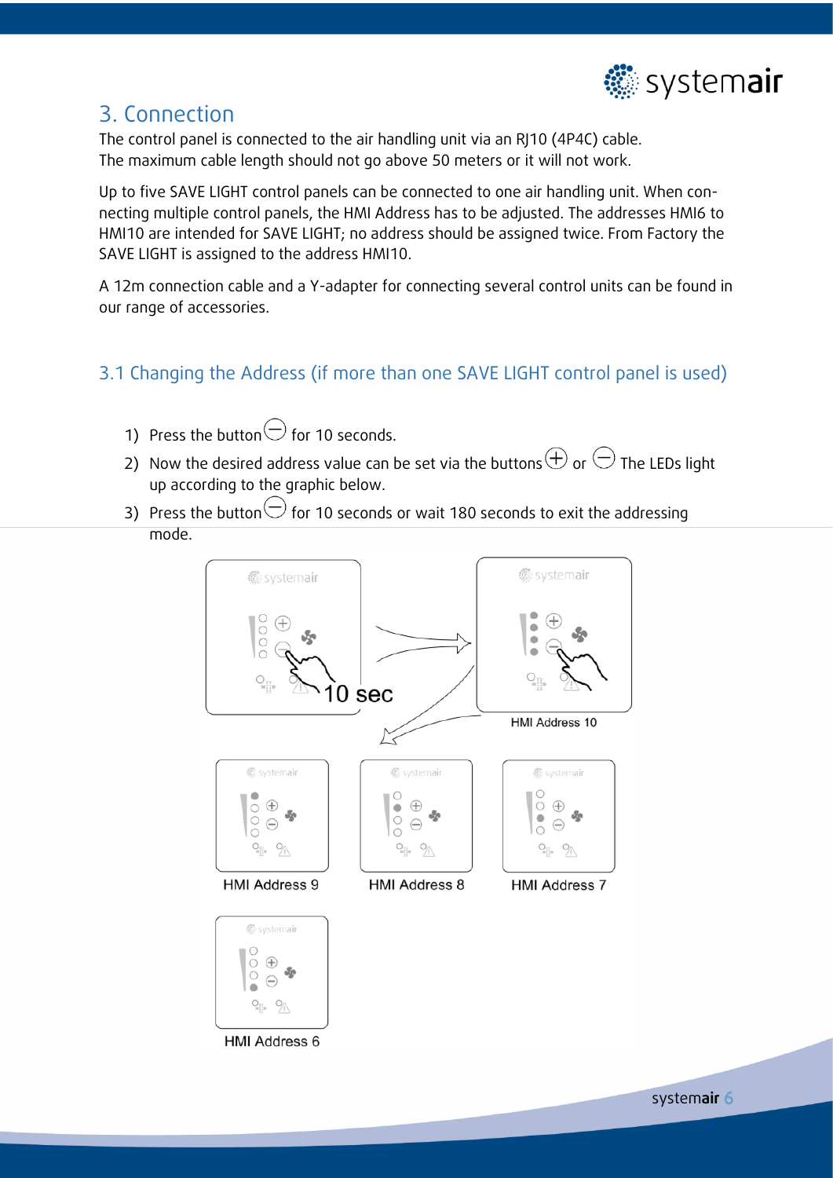## 3. Connection

The control panel is connected to the air handling unit via an RJ10 (4P4C) cable.
The maximum cable length should not go above 50 meters or it will not work.

Up to five SAVE LIGHT control panels can be connected to one air handling unit. When connecting multiple control panels, the HMI Address has to be adjusted. The addresses HMI6 to HMI10 are intended for SAVE LIGHT; no address should be assigned twice. From Factory the SAVE LIGHT is assigned to the address HMI10.

A 12m connection cable and a Y-adapter for connecting several control units can be found in our range of accessories.

### 3.1 Changing the Address (if more than one SAVE LIGHT control panel is used)

1) Press the button ⊖ for 10 seconds.
2) Now the desired address value can be set via the buttons ⊕ or ⊖ The LEDs light up according to the graphic below.
3) Press the button ⊖ for 10 seconds or wait 180 seconds to exit the addressing mode.

10 sec

HMI Address 10

HMI Address 9

HMI Address 8

HMI Address 7

HMI Address 6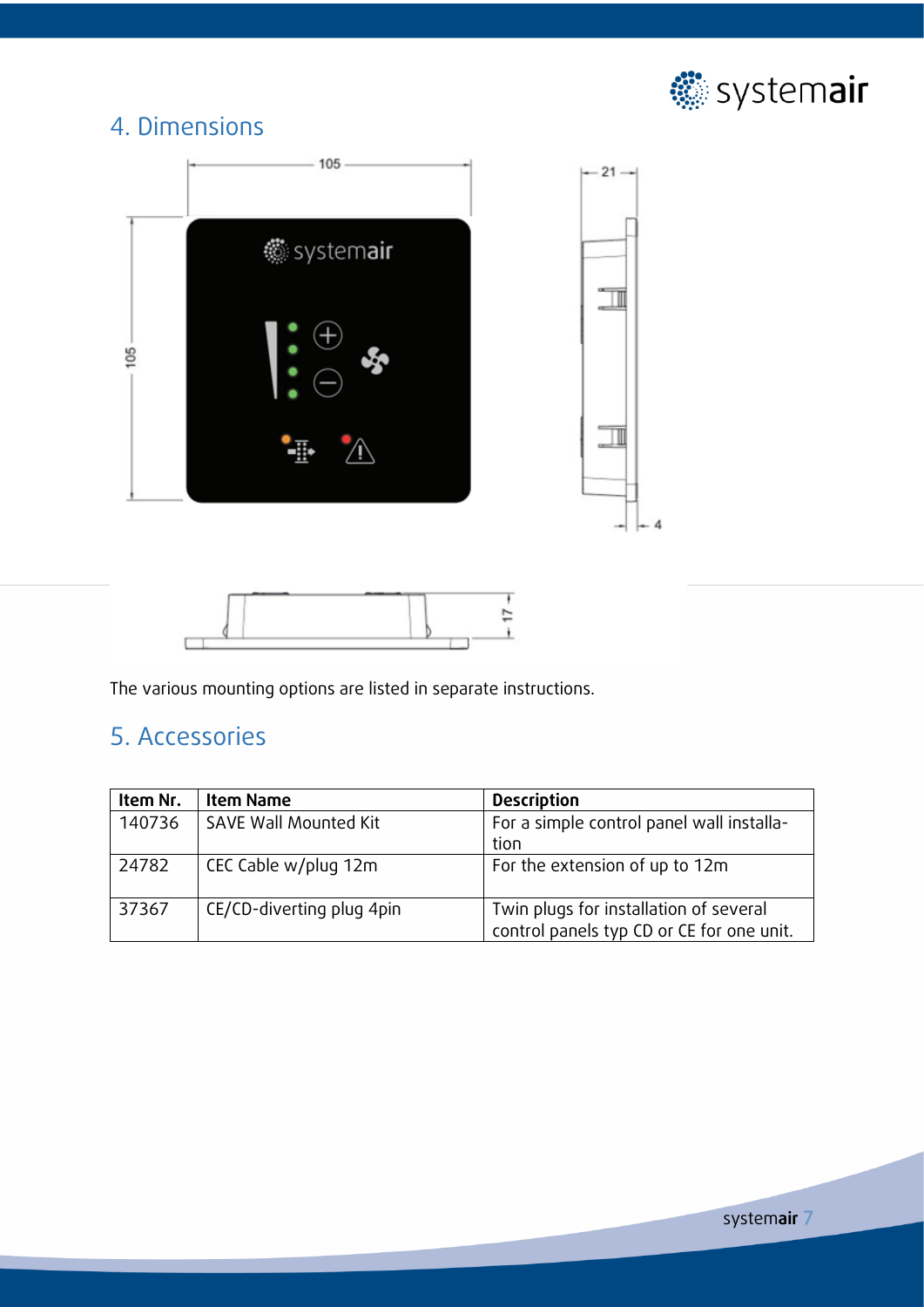## 4. Dimensions

The various mounting options are listed in separate instructions.

## 5. Accessories

| Item Nr. | Item Name | Description |
|---|---|---|
| 140736 | SAVE Wall Mounted Kit | For a simple control panel wall installation |
| 24782 | CEC Cable w/plug 12m | For the extension of up to 12m |
| 37367 | CE/CD-diverting plug 4pin | Twin plugs for installation of several control panels typ CD or CE for one unit. |